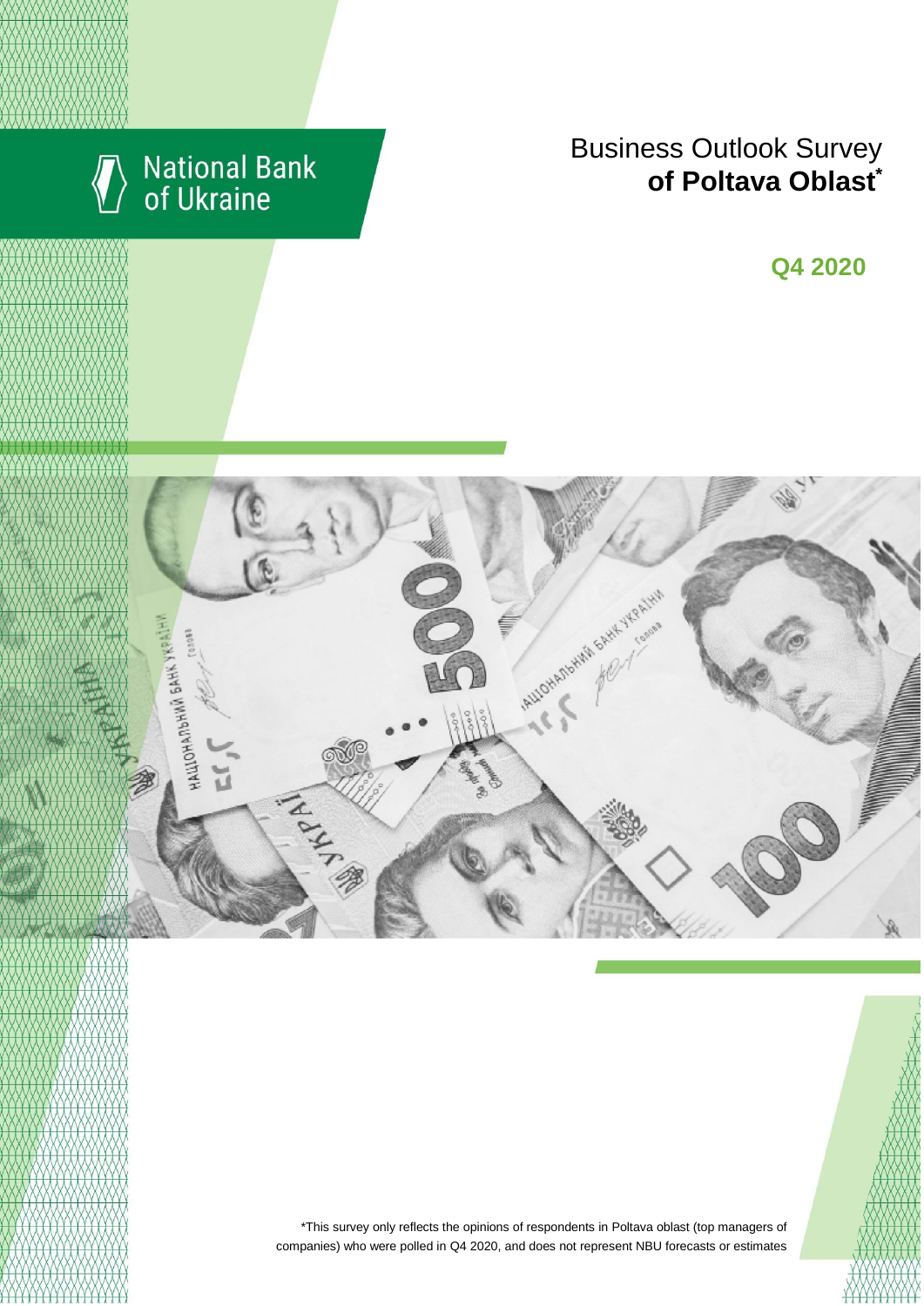National Bank of Ukraine

# Business Outlook Survey **of Poltava Oblast***

## Q4 2020

*This survey only reflects the opinions of respondents in Poltava oblast (top managers of companies) who were polled in Q4 2020, and does not represent NBU forecasts or estimates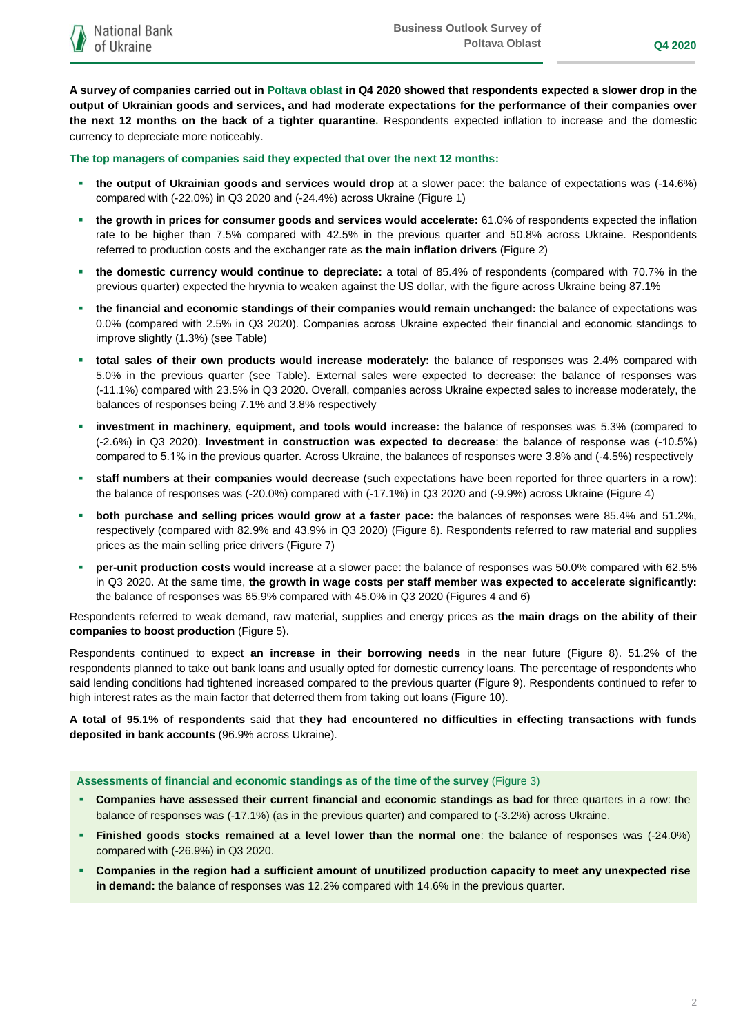**A survey of companies carried out in Poltava oblast in Q4 2020 showed that respondents expected a slower drop in the output of Ukrainian goods and services, and had moderate expectations for the performance of their companies over the next 12 months on the back of a tighter quarantine**. Respondents expected inflation to increase and the domestic currency to depreciate more noticeably.

**The top managers of companies said they expected that over the next 12 months:**

- **the output of Ukrainian goods and services would drop** at a slower pace: the balance of expectations was (-14.6%) compared with (-22.0%) in Q3 2020 and (-24.4%) across Ukraine (Figure 1)
- **the growth in prices for consumer goods and services would accelerate:** 61.0% of respondents expected the inflation rate to be higher than 7.5% compared with 42.5% in the previous quarter and 50.8% across Ukraine. Respondents referred to production costs and the exchanger rate as **the main inflation drivers** (Figure 2)
- **the domestic currency would continue to depreciate:** a total of 85.4% of respondents (compared with 70.7% in the previous quarter) expected the hryvnia to weaken against the US dollar, with the figure across Ukraine being 87.1%
- **the financial and economic standings of their companies would remain unchanged:** the balance of expectations was 0.0% (compared with 2.5% in Q3 2020). Companies across Ukraine expected their financial and economic standings to improve slightly (1.3%) (see Table)
- **total sales of their own products would increase moderately:** the balance of responses was 2.4% compared with 5.0% in the previous quarter (see Table). External sales were expected to decrease: the balance of responses was (-11.1%) compared with 23.5% in Q3 2020. Overall, companies across Ukraine expected sales to increase moderately, the balances of responses being 7.1% and 3.8% respectively
- **investment in machinery, equipment, and tools would increase:** the balance of responses was 5.3% (compared to (-2.6%) in Q3 2020). **Investment in construction was expected to decrease**: the balance of response was (-10.5%) compared to 5.1% in the previous quarter. Across Ukraine, the balances of responses were 3.8% and (-4.5%) respectively
- **staff numbers at their companies would decrease** (such expectations have been reported for three quarters in a row): the balance of responses was (-20.0%) compared with (-17.1%) in Q3 2020 and (-9.9%) across Ukraine (Figure 4)
- **both purchase and selling prices would grow at a faster pace:** the balances of responses were 85.4% and 51.2%, respectively (compared with 82.9% and 43.9% in Q3 2020) (Figure 6). Respondents referred to raw material and supplies prices as the main selling price drivers (Figure 7)
- **per-unit production costs would increase** at a slower pace: the balance of responses was 50.0% compared with 62.5% in Q3 2020. At the same time, **the growth in wage costs per staff member was expected to accelerate significantly:** the balance of responses was 65.9% compared with 45.0% in Q3 2020 (Figures 4 and 6)

Respondents referred to weak demand, raw material, supplies and energy prices as **the main drags on the ability of their companies to boost production** (Figure 5).

Respondents continued to expect **an increase in their borrowing needs** in the near future (Figure 8). 51.2% of the respondents planned to take out bank loans and usually opted for domestic currency loans. The percentage of respondents who said lending conditions had tightened increased compared to the previous quarter (Figure 9). Respondents continued to refer to high interest rates as the main factor that deterred them from taking out loans (Figure 10).

**A total of 95.1% of respondents** said that **they had encountered no difficulties in effecting transactions with funds deposited in bank accounts** (96.9% across Ukraine).

**Assessments of financial and economic standings as of the time of the survey** (Figure 3)

- **Companies have assessed their current financial and economic standings as bad** for three quarters in a row: the balance of responses was (-17.1%) (as in the previous quarter) and compared to (-3.2%) across Ukraine.
- **Finished goods stocks remained at a level lower than the normal one**: the balance of responses was (-24.0%) compared with (-26.9%) in Q3 2020.
- **Companies in the region had a sufficient amount of unutilized production capacity to meet any unexpected rise in demand:** the balance of responses was 12.2% compared with 14.6% in the previous quarter.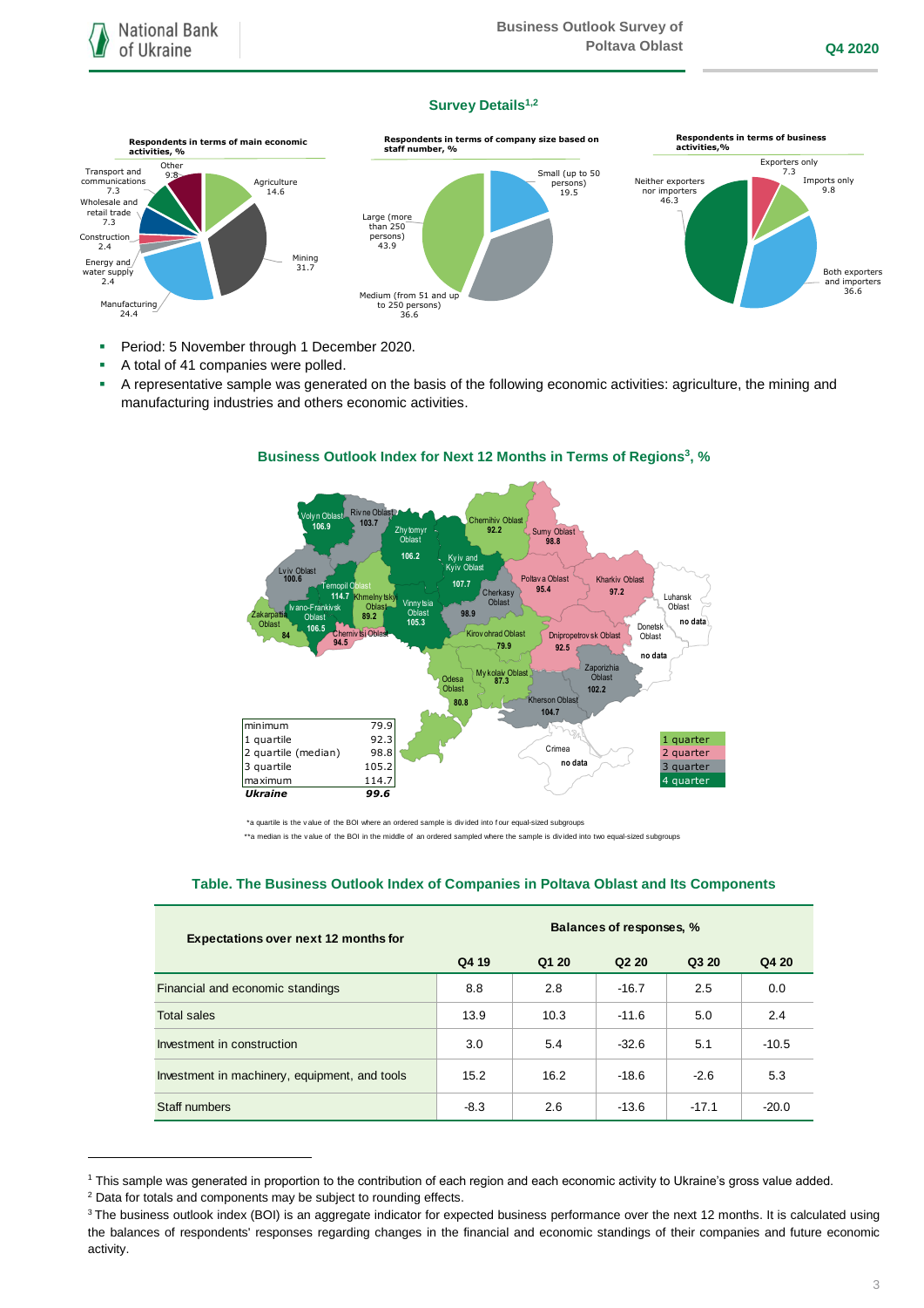## Survey Details[1,2]

**Respondents in terms of main economic activities, %**

- Agriculture 14.6
- Mining 31.7
- Manufacturing 24.4
- Energy and water supply 2.4
- Construction 2.4
- Wholesale and retail trade 7.3
- Transport and communications 7.3
- Other 9.8

**Respondents in terms of company size based on staff number, %**

- Small (up to 50 persons) 19.5
- Medium (from 51 and up to 250 persons) 36.6
- Large (more than 250 persons) 43.9

**Respondents in terms of business activities,%**

- Exporters only 7.3
- Imports only 9.8
- Both exporters and importers 36.6
- Neither exporters nor importers 46.3

- Period: 5 November through 1 December 2020.
- A total of 41 companies were polled.
- A representative sample was generated on the basis of the following economic activities: agriculture, the mining and manufacturing industries and others economic activities.

## Business Outlook Index for Next 12 Months in Terms of Regions[3], %

| Region | BOI |
|---|---|
| Volyn Oblast | 106.9 |
| Rivne Oblast | 103.7 |
| Zhytomyr Oblast | 106.2 |
| Kyiv and Kyiv Oblast | 107.7 |
| Chernihiv Oblast | 92.2 |
| Sumy Oblast | 98.8 |
| Lviv Oblast | 100.6 |
| Ternopil Oblast | 114.7 |
| Khmelnytskyi Oblast | 89.2 |
| Ivano-Frankivsk Oblast | 106.5 |
| Zakarpattia Oblast | 84 |
| Chernivtsi Oblast | 94.5 |
| Vinnytsia Oblast | 105.3 |
| Cherkasy Oblast | 98.9 |
| Poltava Oblast | 95.4 |
| Kharkiv Oblast | 97.2 |
| Luhansk Oblast | no data |
| Donetsk Oblast | no data |
| Kirovohrad Oblast | 79.9 |
| Dnipropetrovsk Oblast | 92.5 |
| Zaporizhia Oblast | 102.2 |
| Mykolaiv Oblast | 87.3 |
| Odesa Oblast | 80.8 |
| Kherson Oblast | 104.7 |
| Crimea | no data |

| | |
|---|---|
| minimum | 79.9 |
| 1 quartile | 92.3 |
| 2 quartile (median) | 98.8 |
| 3 quartile | 105.2 |
| maximum | 114.7 |
| ***Ukraine*** | ***99.6*** |

Legend: 1 quarter, 2 quarter, 3 quarter, 4 quarter

*a quartile is the value of the BOI where an ordered sample is divided into four equal-sized subgroups

**a median is the value of the BOI in the middle of an ordered sampled where the sample is divided into two equal-sized subgroups

### Table. The Business Outlook Index of Companies in Poltava Oblast and Its Components

| Expectations over next 12 months for | Balances of responses, % | | | | |
|---|---|---|---|---|---|
| | Q4 19 | Q1 20 | Q2 20 | Q3 20 | Q4 20 |
| Financial and economic standings | 8.8 | 2.8 | -16.7 | 2.5 | 0.0 |
| Total sales | 13.9 | 10.3 | -11.6 | 5.0 | 2.4 |
| Investment in construction | 3.0 | 5.4 | -32.6 | 5.1 | -10.5 |
| Investment in machinery, equipment, and tools | 15.2 | 16.2 | -18.6 | -2.6 | 5.3 |
| Staff numbers | -8.3 | 2.6 | -13.6 | -17.1 | -20.0 |

---

[1] This sample was generated in proportion to the contribution of each region and each economic activity to Ukraine's gross value added.

[2] Data for totals and components may be subject to rounding effects.

[3] The business outlook index (BOI) is an aggregate indicator for expected business performance over the next 12 months. It is calculated using the balances of respondents' responses regarding changes in the financial and economic standings of their companies and future economic activity.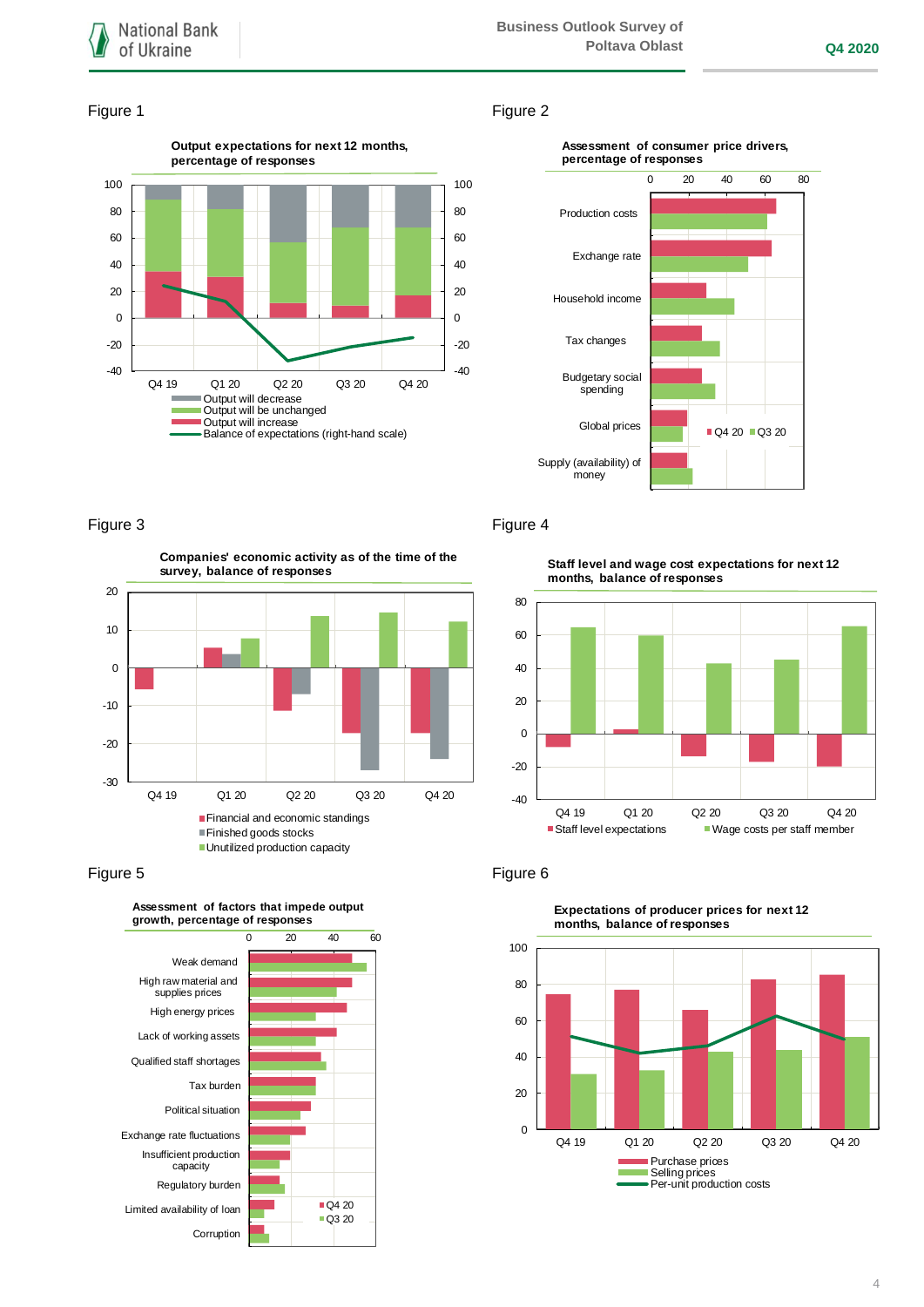Figure 1

**Output expectations for next 12 months, percentage of responses**

Q4 19 Q1 20 Q2 20 Q3 20 Q4 20

- Output will decrease
- Output will be unchanged
- Output will increase
- Balance of expectations (right-hand scale)

Figure 2

**Assessment of consumer price drivers, percentage of responses**

Production costs
Exchange rate
Household income
Tax changes
Budgetary social spending
Global prices
Supply (availability) of money

Q4 20 Q3 20

Figure 3

**Companies' economic activity as of the time of the survey, balance of responses**

Q4 19 Q1 20 Q2 20 Q3 20 Q4 20

- Financial and economic standings
- Finished goods stocks
- Unutilized production capacity

Figure 4

**Staff level and wage cost expectations for next 12 months, balance of responses**

Q4 19 Q1 20 Q2 20 Q3 20 Q4 20

- Staff level expectations
- Wage costs per staff member

Figure 5

**Assessment of factors that impede output growth, percentage of responses**

Weak demand
High raw material and supplies prices
High energy prices
Lack of working assets
Qualified staff shortages
Tax burden
Political situation
Exchange rate fluctuations
Insufficient production capacity
Regulatory burden
Limited availability of loan
Corruption

Q4 20 Q3 20

Figure 6

**Expectations of producer prices for next 12 months, balance of responses**

Q4 19 Q1 20 Q2 20 Q3 20 Q4 20

- Purchase prices
- Selling prices
- Per-unit production costs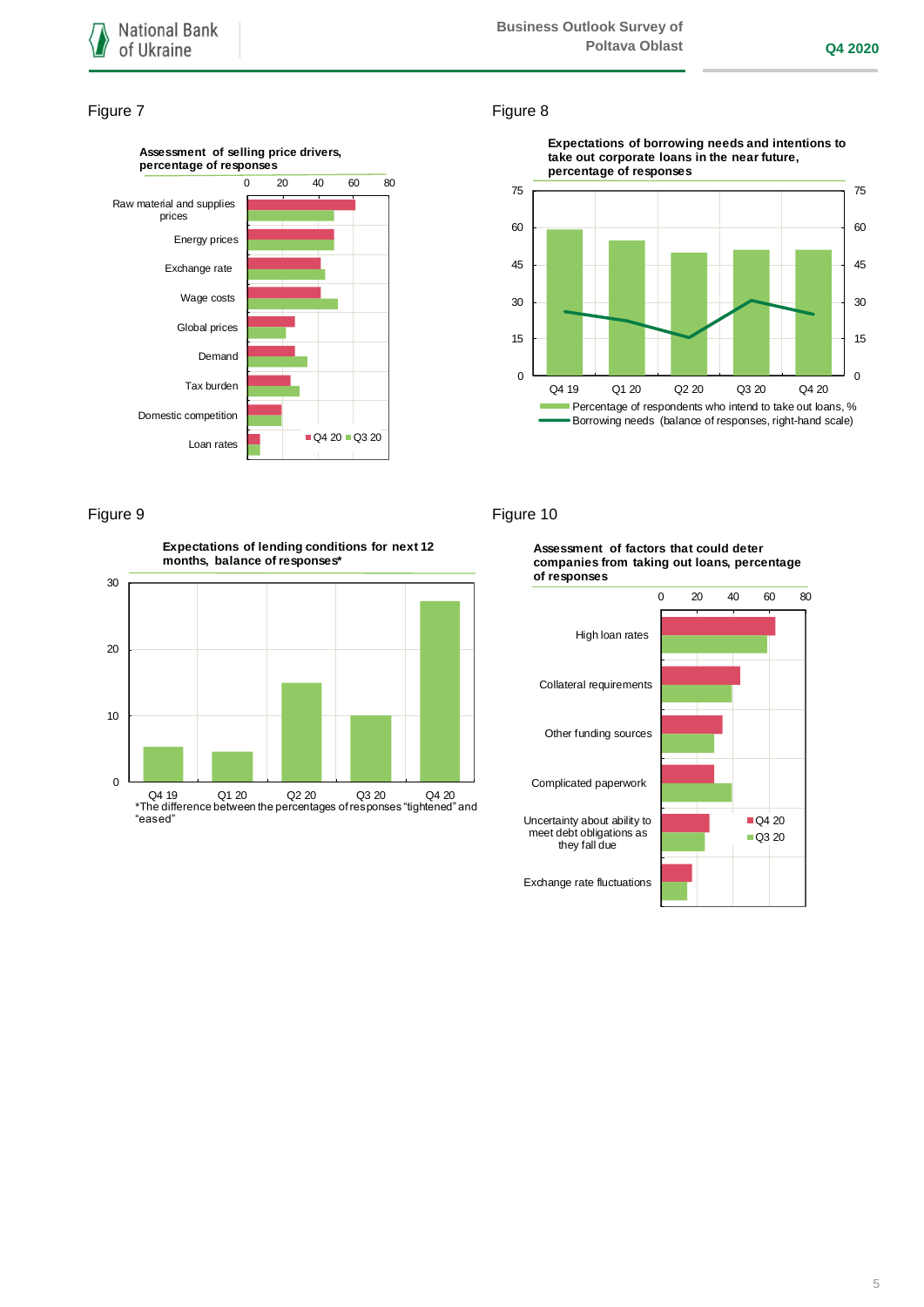Figure 7

**Assessment of selling price drivers, percentage of responses**

0 20 40 60 80

Raw material and supplies prices

Energy prices

Exchange rate

Wage costs

Global prices

Demand

Tax burden

Domestic competition

Loan rates

Q4 20 Q3 20

Figure 8

**Expectations of borrowing needs and intentions to take out corporate loans in the near future, percentage of responses**

75 60 45 30 15 0

Q4 19 Q1 20 Q2 20 Q3 20 Q4 20

Percentage of respondents who intend to take out loans, %

Borrowing needs (balance of responses, right-hand scale)

Figure 9

**Expectations of lending conditions for next 12 months, balance of responses***

30 20 10 0

Q4 19 Q1 20 Q2 20 Q3 20 Q4 20

*The difference between the percentages of responses "tightened" and "eased"

Figure 10

**Assessment of factors that could deter companies from taking out loans, percentage of responses**

0 20 40 60 80

High loan rates

Collateral requirements

Other funding sources

Complicated paperwork

Uncertainty about ability to meet debt obligations as they fall due

Exchange rate fluctuations

Q4 20

Q3 20